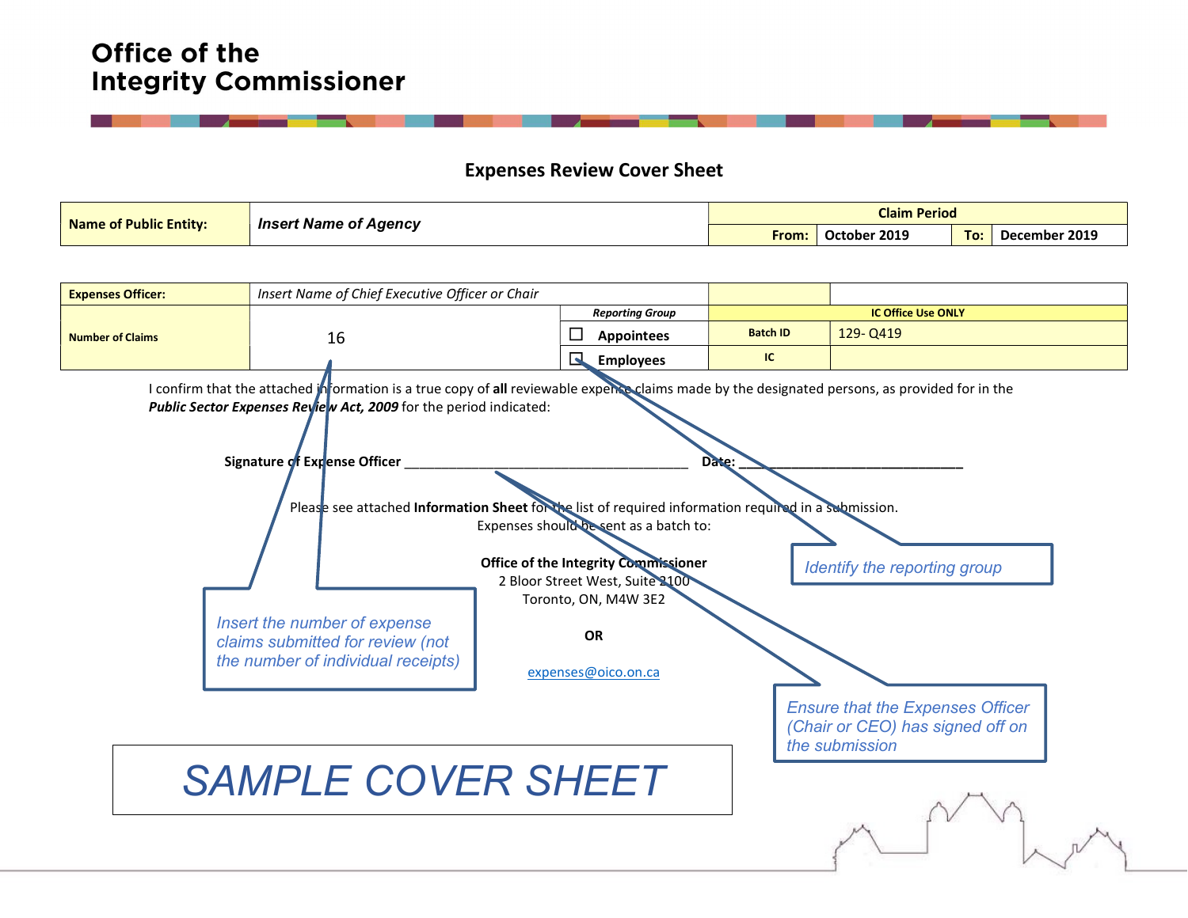# Office of the Integrity Commissioner

## Expenses Review Cover Sheet

| Name of Public Entity: | *Insert Name of Agency* | Claim Period | | | |
|---|---|---|---|---|---|
| | | **From:** | **October 2019** | **To:** | **December 2019** |

| **Expenses Officer:** | *Insert Name of Chief Executive Officer or Chair* | | | |
|---|---|---|---|---|
| **Number of Claims** | 16 | ***Reporting Group*** | **IC Office Use ONLY** | |
| | | ☐ **Appointees** | **Batch ID** | 129- Q419 |
| | | ☐ **Employees** | **IC** | |

I confirm that the attached information is a true copy of **all** reviewable expense claims made by the designated persons, as provided for in the ***Public Sector Expenses Review Act, 2009*** for the period indicated:

**Signature of Expense Officer** ________________________________________ **Date:** ______________________________

Please see attached **Information Sheet** for the list of required information required in a submission.
Expenses should be sent as a batch to:

**Office of the Integrity Commissioner**
2 Bloor Street West, Suite 2100
Toronto, ON, M4W 3E2

**OR**

expenses@oico.on.ca

*Insert the number of expense claims submitted for review (not the number of individual receipts)*

*Identify the reporting group*

*Ensure that the Expenses Officer (Chair or CEO) has signed off on the submission*

*SAMPLE COVER SHEET*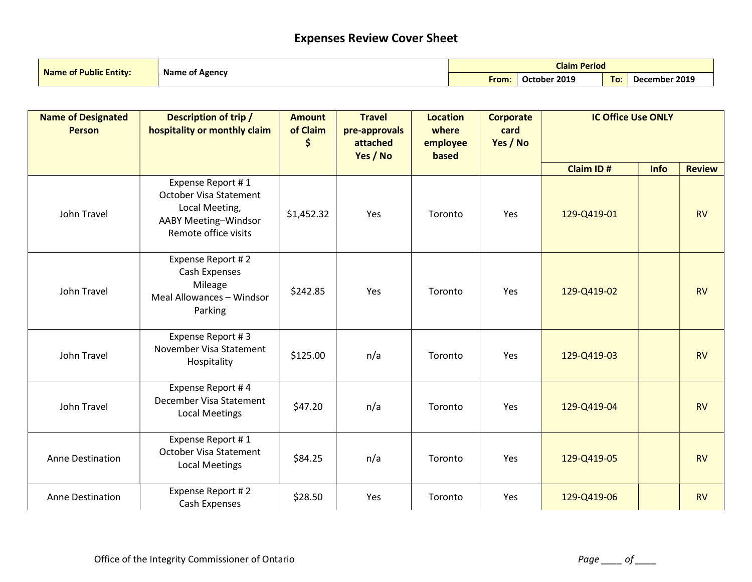# Expenses Review Cover Sheet

| **Name of Public Entity:** | **Name of Agency** | **Claim Period** | | | |
|---|---|---|---|---|---|
| | | **From:** | **October 2019** | **To:** | **December 2019** |

| Name of Designated Person | Description of trip / hospitality or monthly claim | Amount of Claim $ | Travel pre-approvals attached Yes / No | Location where employee based | Corporate card Yes / No | IC Office Use ONLY | | |
|---|---|---|---|---|---|---|---|---|
| | | | | | | **Claim ID #** | **Info** | **Review** |
| John Travel | Expense Report # 1<br>October Visa Statement<br>Local Meeting,<br>AABY Meeting–Windsor<br>Remote office visits | $1,452.32 | Yes | Toronto | Yes | 129-Q419-01 | | RV |
| John Travel | Expense Report # 2<br>Cash Expenses<br>Mileage<br>Meal Allowances – Windsor<br>Parking | $242.85 | Yes | Toronto | Yes | 129-Q419-02 | | RV |
| John Travel | Expense Report # 3<br>November Visa Statement<br>Hospitality | $125.00 | n/a | Toronto | Yes | 129-Q419-03 | | RV |
| John Travel | Expense Report # 4<br>December Visa Statement<br>Local Meetings | $47.20 | n/a | Toronto | Yes | 129-Q419-04 | | RV |
| Anne Destination | Expense Report # 1<br>October Visa Statement<br>Local Meetings | $84.25 | n/a | Toronto | Yes | 129-Q419-05 | | RV |
| Anne Destination | Expense Report # 2<br>Cash Expenses | $28.50 | Yes | Toronto | Yes | 129-Q419-06 | | RV |

Office of the Integrity Commissioner of Ontario

*Page ____ of ____*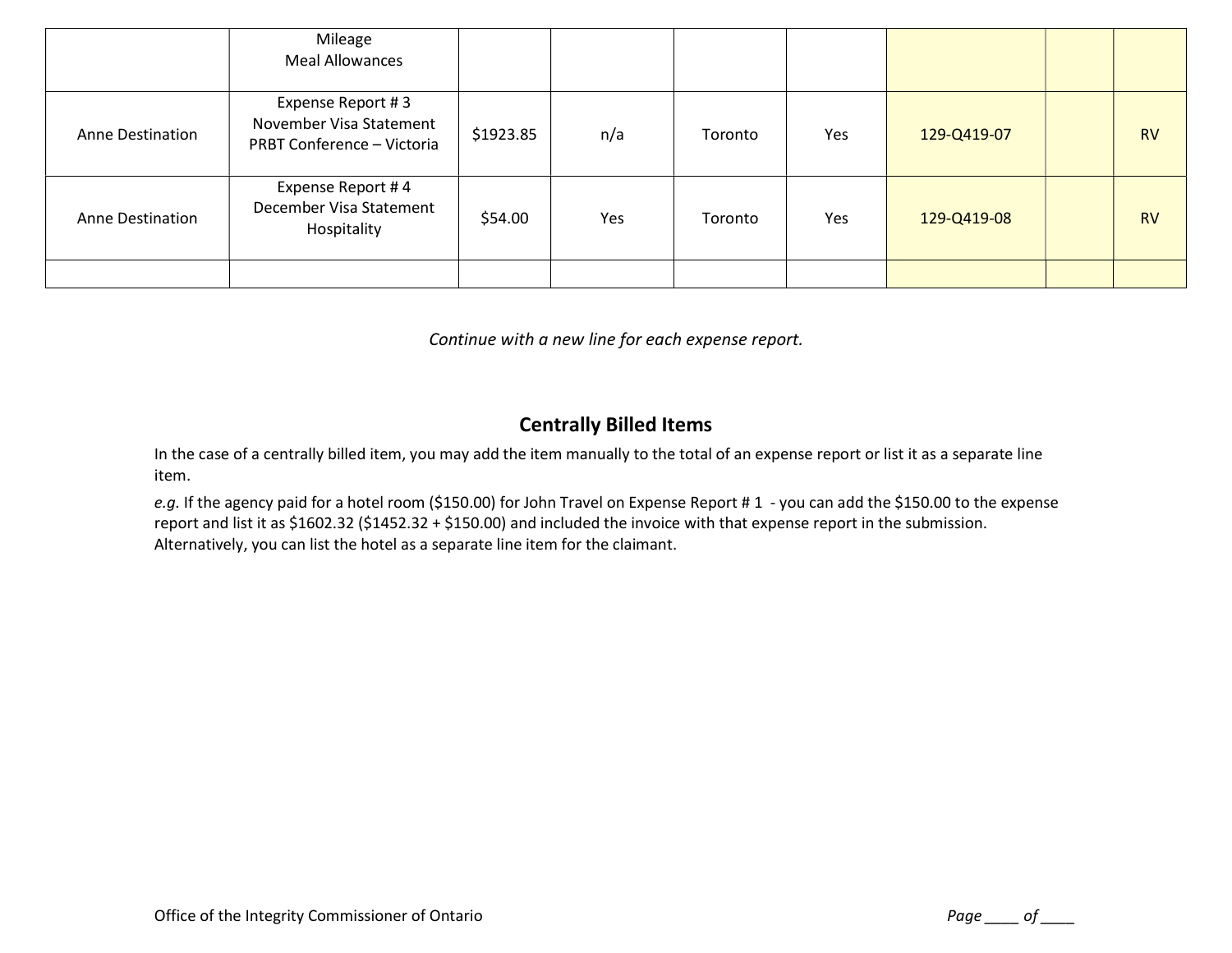| | | | | | | | | |
|---|---|---|---|---|---|---|---|---|
| | Mileage<br>Meal Allowances | | | | | | | |
| Anne Destination | Expense Report # 3<br>November Visa Statement<br>PRBT Conference – Victoria | $1923.85 | n/a | Toronto | Yes | 129-Q419-07 | | RV |
| Anne Destination | Expense Report # 4<br>December Visa Statement<br>Hospitality | $54.00 | Yes | Toronto | Yes | 129-Q419-08 | | RV |
| | | | | | | | | |

*Continue with a new line for each expense report.*

## Centrally Billed Items

In the case of a centrally billed item, you may add the item manually to the total of an expense report or list it as a separate line item.

*e.g.* If the agency paid for a hotel room ($150.00) for John Travel on Expense Report # 1 - you can add the $150.00 to the expense report and list it as $1602.32 ($1452.32 + $150.00) and included the invoice with that expense report in the submission. Alternatively, you can list the hotel as a separate line item for the claimant.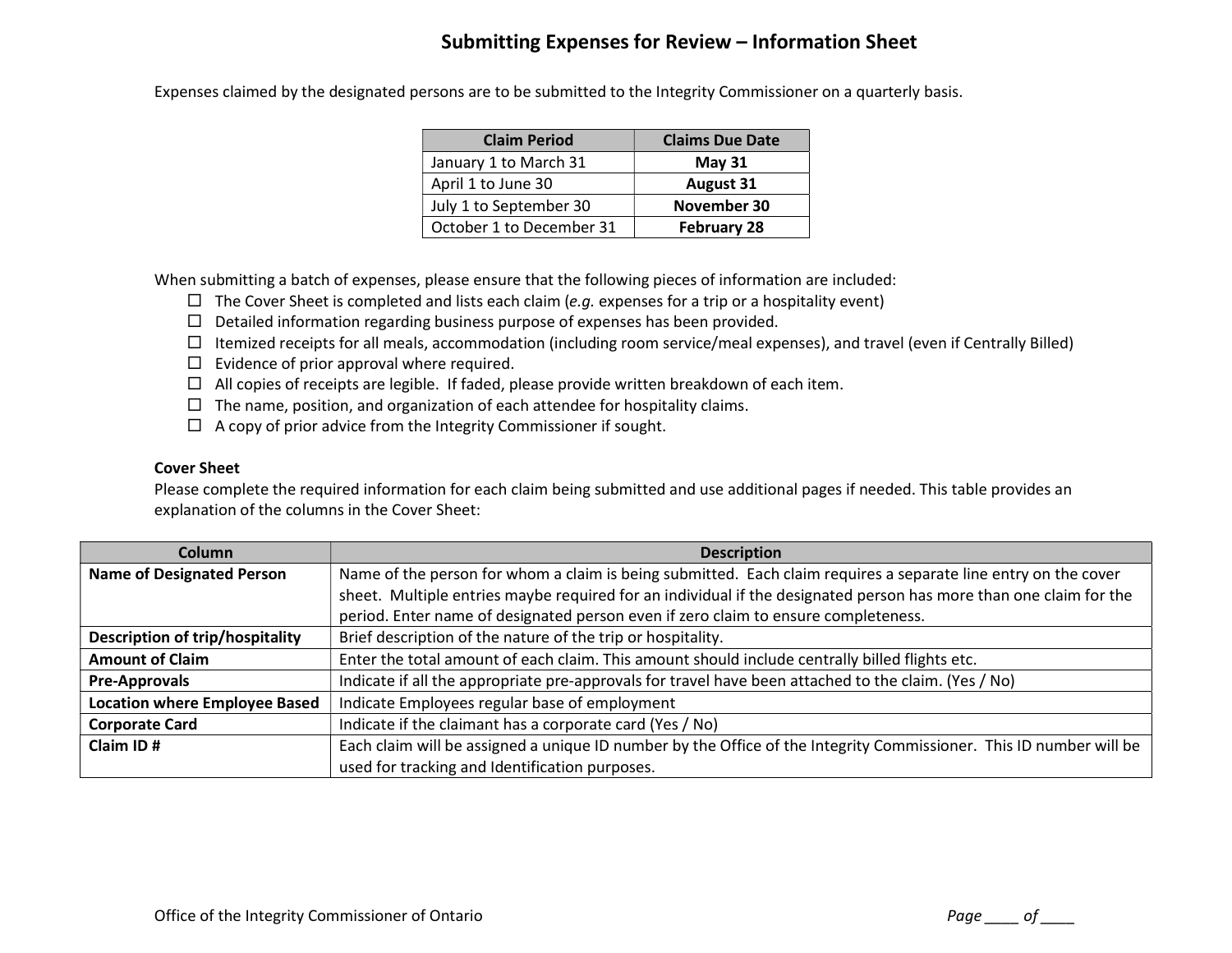# Submitting Expenses for Review – Information Sheet

Expenses claimed by the designated persons are to be submitted to the Integrity Commissioner on a quarterly basis.

| Claim Period | Claims Due Date |
|---|---|
| January 1 to March 31 | **May 31** |
| April 1 to June 30 | **August 31** |
| July 1 to September 30 | **November 30** |
| October 1 to December 31 | **February 28** |

When submitting a batch of expenses, please ensure that the following pieces of information are included:

- ☐ The Cover Sheet is completed and lists each claim (*e.g.* expenses for a trip or a hospitality event)
- ☐ Detailed information regarding business purpose of expenses has been provided.
- ☐ Itemized receipts for all meals, accommodation (including room service/meal expenses), and travel (even if Centrally Billed)
- ☐ Evidence of prior approval where required.
- ☐ All copies of receipts are legible. If faded, please provide written breakdown of each item.
- ☐ The name, position, and organization of each attendee for hospitality claims.
- ☐ A copy of prior advice from the Integrity Commissioner if sought.

**Cover Sheet**

Please complete the required information for each claim being submitted and use additional pages if needed. This table provides an explanation of the columns in the Cover Sheet:

| Column | Description |
|---|---|
| **Name of Designated Person** | Name of the person for whom a claim is being submitted. Each claim requires a separate line entry on the cover sheet. Multiple entries maybe required for an individual if the designated person has more than one claim for the period. Enter name of designated person even if zero claim to ensure completeness. |
| **Description of trip/hospitality** | Brief description of the nature of the trip or hospitality. |
| **Amount of Claim** | Enter the total amount of each claim. This amount should include centrally billed flights etc. |
| **Pre-Approvals** | Indicate if all the appropriate pre-approvals for travel have been attached to the claim. (Yes / No) |
| **Location where Employee Based** | Indicate Employees regular base of employment |
| **Corporate Card** | Indicate if the claimant has a corporate card (Yes / No) |
| **Claim ID #** | Each claim will be assigned a unique ID number by the Office of the Integrity Commissioner. This ID number will be used for tracking and Identification purposes. |